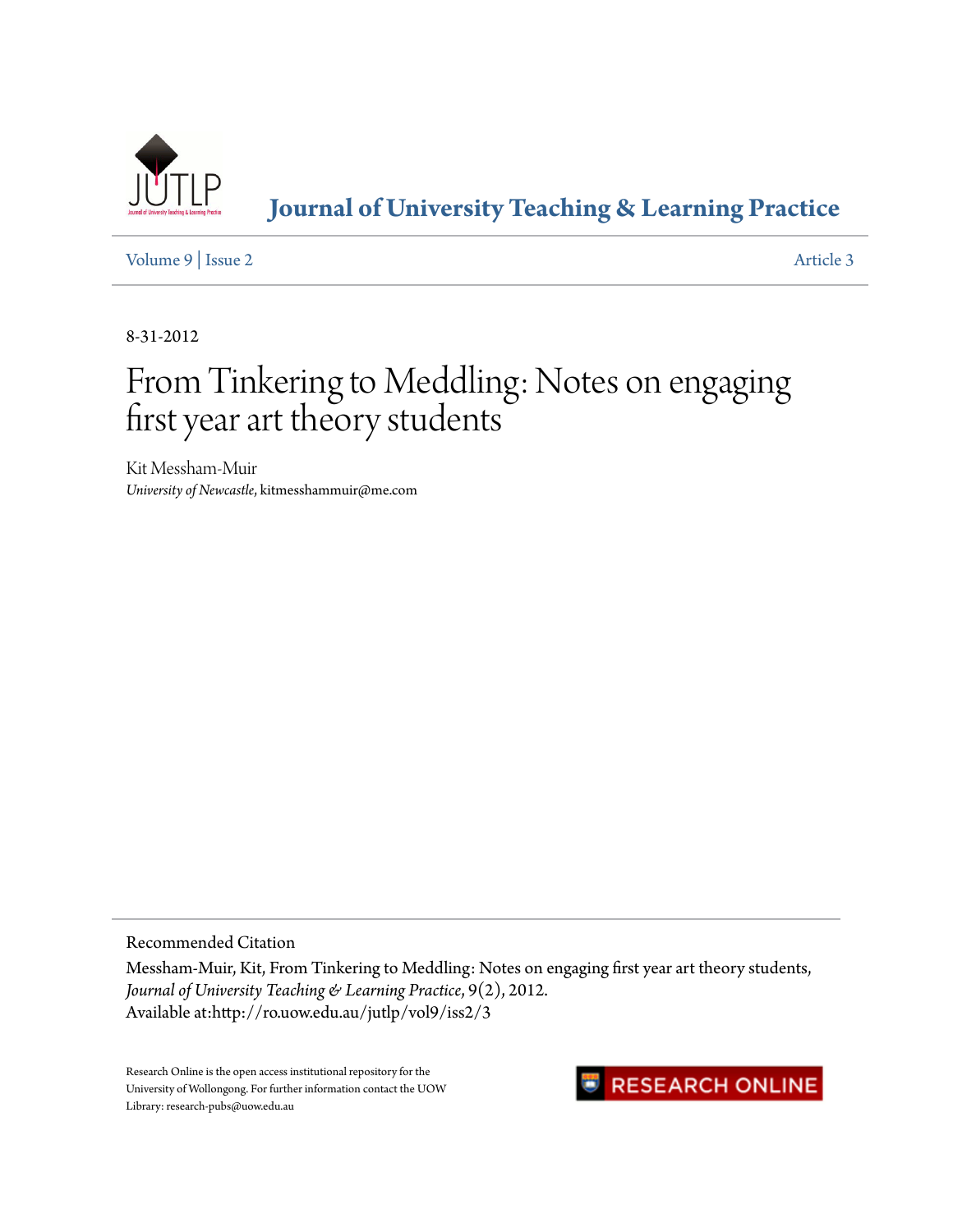# Journal of University Teaching & Learning Practice

Volume 9 | Issue 2 Article 3

8-31-2012

# From Tinkering to Meddling: Notes on engaging first year art theory students

Kit Messham-Muir
*University of Newcastle*, kitmesshammuir@me.com

Recommended Citation
Messham-Muir, Kit, From Tinkering to Meddling: Notes on engaging first year art theory students, *Journal of University Teaching & Learning Practice*, 9(2), 2012.
Available at:http://ro.uow.edu.au/jutlp/vol9/iss2/3

Research Online is the open access institutional repository for the University of Wollongong. For further information contact the UOW Library: research-pubs@uow.edu.au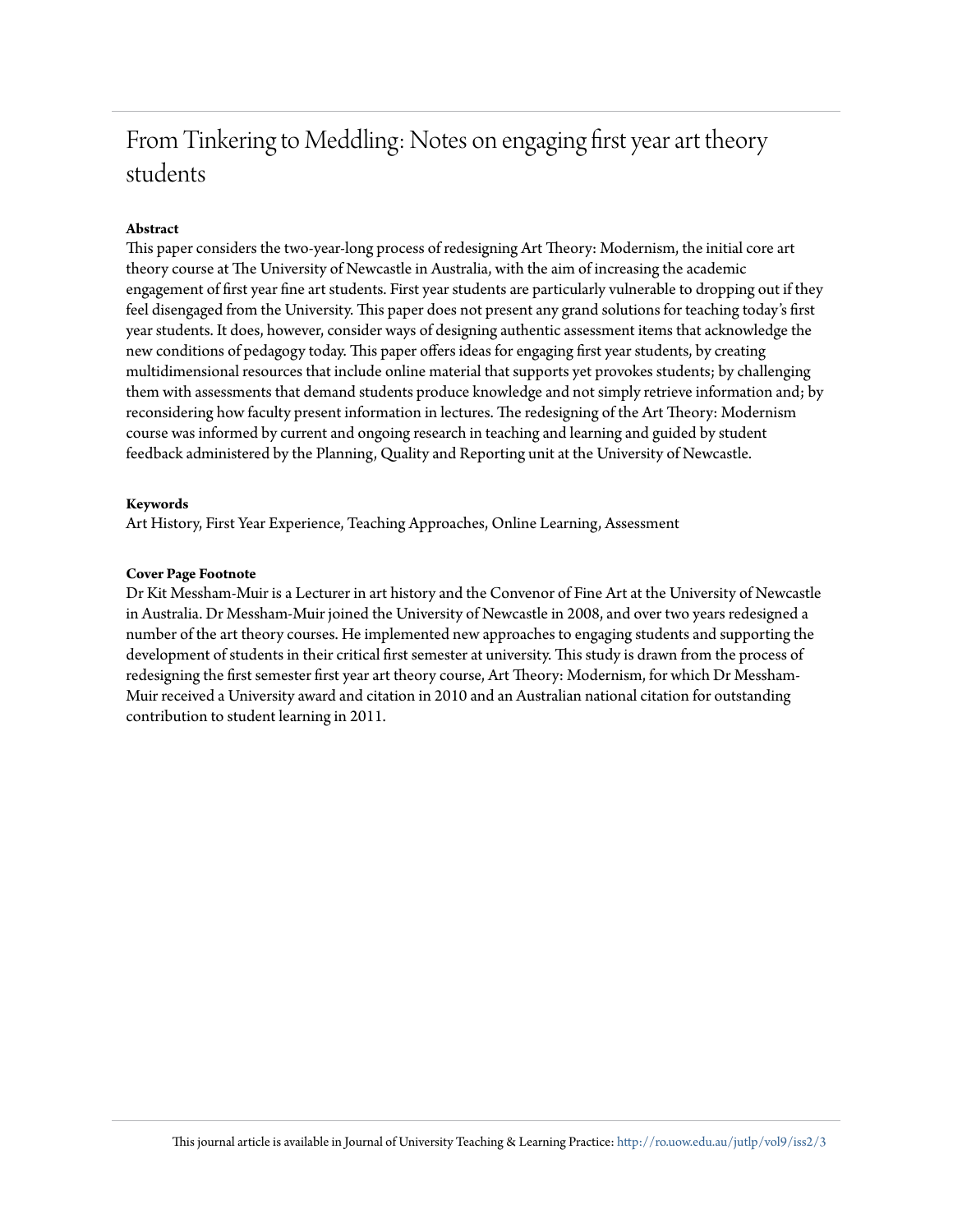# From Tinkering to Meddling: Notes on engaging first year art theory students

### Abstract

This paper considers the two-year-long process of redesigning Art Theory: Modernism, the initial core art theory course at The University of Newcastle in Australia, with the aim of increasing the academic engagement of first year fine art students. First year students are particularly vulnerable to dropping out if they feel disengaged from the University. This paper does not present any grand solutions for teaching today's first year students. It does, however, consider ways of designing authentic assessment items that acknowledge the new conditions of pedagogy today. This paper offers ideas for engaging first year students, by creating multidimensional resources that include online material that supports yet provokes students; by challenging them with assessments that demand students produce knowledge and not simply retrieve information and; by reconsidering how faculty present information in lectures. The redesigning of the Art Theory: Modernism course was informed by current and ongoing research in teaching and learning and guided by student feedback administered by the Planning, Quality and Reporting unit at the University of Newcastle.

### Keywords

Art History, First Year Experience, Teaching Approaches, Online Learning, Assessment

### Cover Page Footnote

Dr Kit Messham-Muir is a Lecturer in art history and the Convenor of Fine Art at the University of Newcastle in Australia. Dr Messham-Muir joined the University of Newcastle in 2008, and over two years redesigned a number of the art theory courses. He implemented new approaches to engaging students and supporting the development of students in their critical first semester at university. This study is drawn from the process of redesigning the first semester first year art theory course, Art Theory: Modernism, for which Dr Messham-Muir received a University award and citation in 2010 and an Australian national citation for outstanding contribution to student learning in 2011.

This journal article is available in Journal of University Teaching & Learning Practice: http://ro.uow.edu.au/jutlp/vol9/iss2/3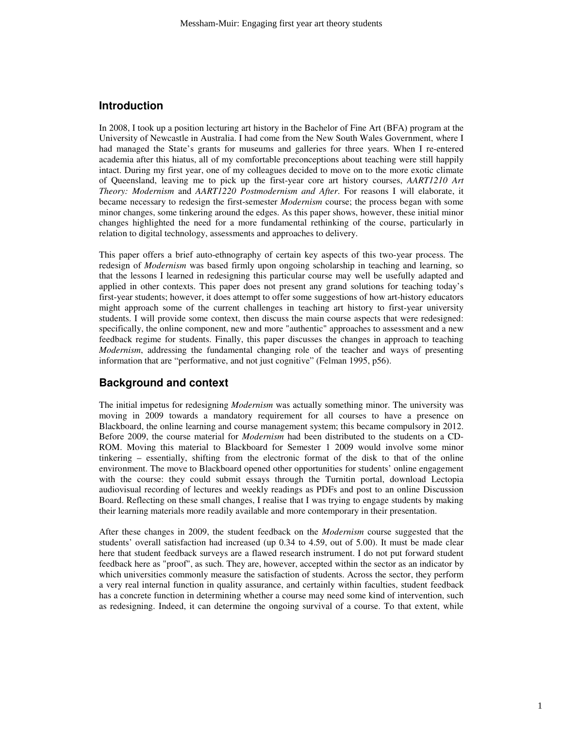## Introduction

In 2008, I took up a position lecturing art history in the Bachelor of Fine Art (BFA) program at the University of Newcastle in Australia. I had come from the New South Wales Government, where I had managed the State's grants for museums and galleries for three years. When I re-entered academia after this hiatus, all of my comfortable preconceptions about teaching were still happily intact. During my first year, one of my colleagues decided to move on to the more exotic climate of Queensland, leaving me to pick up the first-year core art history courses, *AART1210 Art Theory: Modernism* and *AART1220 Postmodernism and After*. For reasons I will elaborate, it became necessary to redesign the first-semester *Modernism* course; the process began with some minor changes, some tinkering around the edges. As this paper shows, however, these initial minor changes highlighted the need for a more fundamental rethinking of the course, particularly in relation to digital technology, assessments and approaches to delivery.

This paper offers a brief auto-ethnography of certain key aspects of this two-year process. The redesign of *Modernism* was based firmly upon ongoing scholarship in teaching and learning, so that the lessons I learned in redesigning this particular course may well be usefully adapted and applied in other contexts. This paper does not present any grand solutions for teaching today's first-year students; however, it does attempt to offer some suggestions of how art-history educators might approach some of the current challenges in teaching art history to first-year university students. I will provide some context, then discuss the main course aspects that were redesigned: specifically, the online component, new and more "authentic" approaches to assessment and a new feedback regime for students. Finally, this paper discusses the changes in approach to teaching *Modernism*, addressing the fundamental changing role of the teacher and ways of presenting information that are "performative, and not just cognitive" (Felman 1995, p56).

## Background and context

The initial impetus for redesigning *Modernism* was actually something minor. The university was moving in 2009 towards a mandatory requirement for all courses to have a presence on Blackboard, the online learning and course management system; this became compulsory in 2012. Before 2009, the course material for *Modernism* had been distributed to the students on a CD-ROM. Moving this material to Blackboard for Semester 1 2009 would involve some minor tinkering – essentially, shifting from the electronic format of the disk to that of the online environment. The move to Blackboard opened other opportunities for students' online engagement with the course: they could submit essays through the Turnitin portal, download Lectopia audiovisual recording of lectures and weekly readings as PDFs and post to an online Discussion Board. Reflecting on these small changes, I realise that I was trying to engage students by making their learning materials more readily available and more contemporary in their presentation.

After these changes in 2009, the student feedback on the *Modernism* course suggested that the students' overall satisfaction had increased (up 0.34 to 4.59, out of 5.00). It must be made clear here that student feedback surveys are a flawed research instrument. I do not put forward student feedback here as "proof", as such. They are, however, accepted within the sector as an indicator by which universities commonly measure the satisfaction of students. Across the sector, they perform a very real internal function in quality assurance, and certainly within faculties, student feedback has a concrete function in determining whether a course may need some kind of intervention, such as redesigning. Indeed, it can determine the ongoing survival of a course. To that extent, while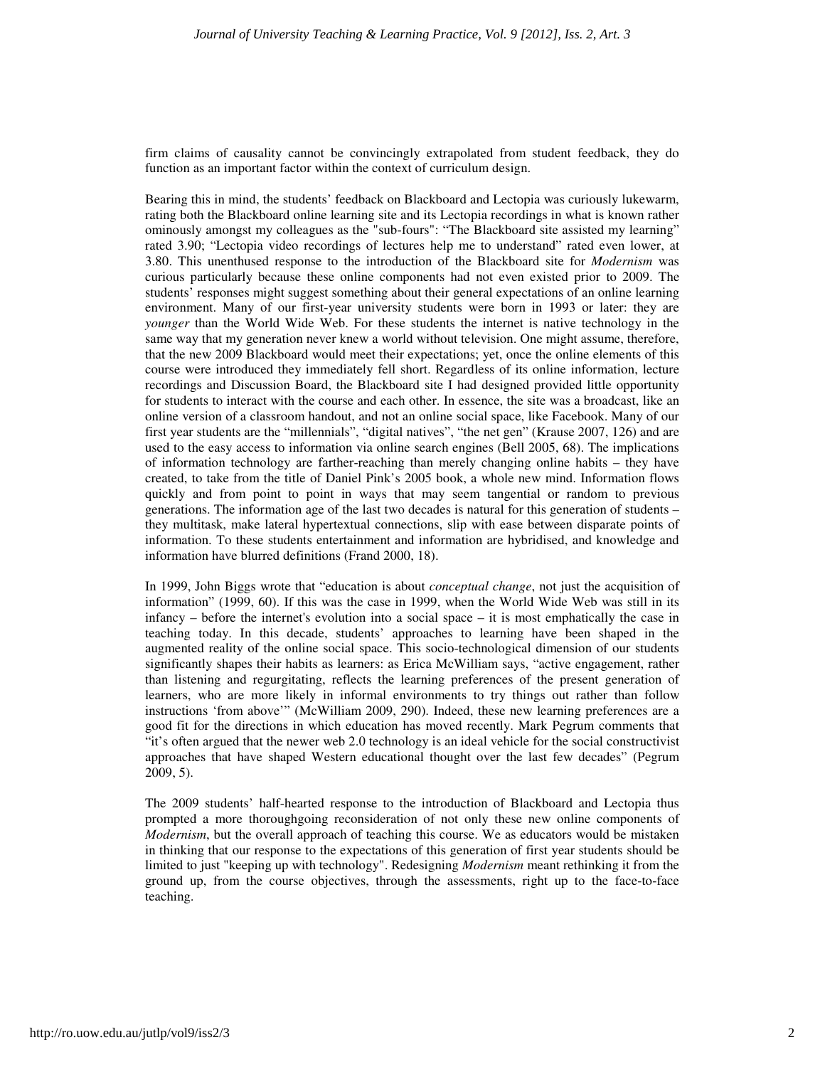firm claims of causality cannot be convincingly extrapolated from student feedback, they do function as an important factor within the context of curriculum design.

Bearing this in mind, the students' feedback on Blackboard and Lectopia was curiously lukewarm, rating both the Blackboard online learning site and its Lectopia recordings in what is known rather ominously amongst my colleagues as the "sub-fours": "The Blackboard site assisted my learning" rated 3.90; "Lectopia video recordings of lectures help me to understand" rated even lower, at 3.80. This unenthused response to the introduction of the Blackboard site for *Modernism* was curious particularly because these online components had not even existed prior to 2009. The students' responses might suggest something about their general expectations of an online learning environment. Many of our first-year university students were born in 1993 or later: they are *younger* than the World Wide Web. For these students the internet is native technology in the same way that my generation never knew a world without television. One might assume, therefore, that the new 2009 Blackboard would meet their expectations; yet, once the online elements of this course were introduced they immediately fell short. Regardless of its online information, lecture recordings and Discussion Board, the Blackboard site I had designed provided little opportunity for students to interact with the course and each other. In essence, the site was a broadcast, like an online version of a classroom handout, and not an online social space, like Facebook. Many of our first year students are the "millennials", "digital natives", "the net gen" (Krause 2007, 126) and are used to the easy access to information via online search engines (Bell 2005, 68). The implications of information technology are farther-reaching than merely changing online habits – they have created, to take from the title of Daniel Pink's 2005 book, a whole new mind. Information flows quickly and from point to point in ways that may seem tangential or random to previous generations. The information age of the last two decades is natural for this generation of students – they multitask, make lateral hypertextual connections, slip with ease between disparate points of information. To these students entertainment and information are hybridised, and knowledge and information have blurred definitions (Frand 2000, 18).

In 1999, John Biggs wrote that "education is about *conceptual change*, not just the acquisition of information" (1999, 60). If this was the case in 1999, when the World Wide Web was still in its infancy – before the internet's evolution into a social space – it is most emphatically the case in teaching today. In this decade, students' approaches to learning have been shaped in the augmented reality of the online social space. This socio-technological dimension of our students significantly shapes their habits as learners: as Erica McWilliam says, "active engagement, rather than listening and regurgitating, reflects the learning preferences of the present generation of learners, who are more likely in informal environments to try things out rather than follow instructions 'from above'" (McWilliam 2009, 290). Indeed, these new learning preferences are a good fit for the directions in which education has moved recently. Mark Pegrum comments that "it's often argued that the newer web 2.0 technology is an ideal vehicle for the social constructivist approaches that have shaped Western educational thought over the last few decades" (Pegrum 2009, 5).

The 2009 students' half-hearted response to the introduction of Blackboard and Lectopia thus prompted a more thoroughgoing reconsideration of not only these new online components of *Modernism*, but the overall approach of teaching this course. We as educators would be mistaken in thinking that our response to the expectations of this generation of first year students should be limited to just "keeping up with technology". Redesigning *Modernism* meant rethinking it from the ground up, from the course objectives, through the assessments, right up to the face-to-face teaching.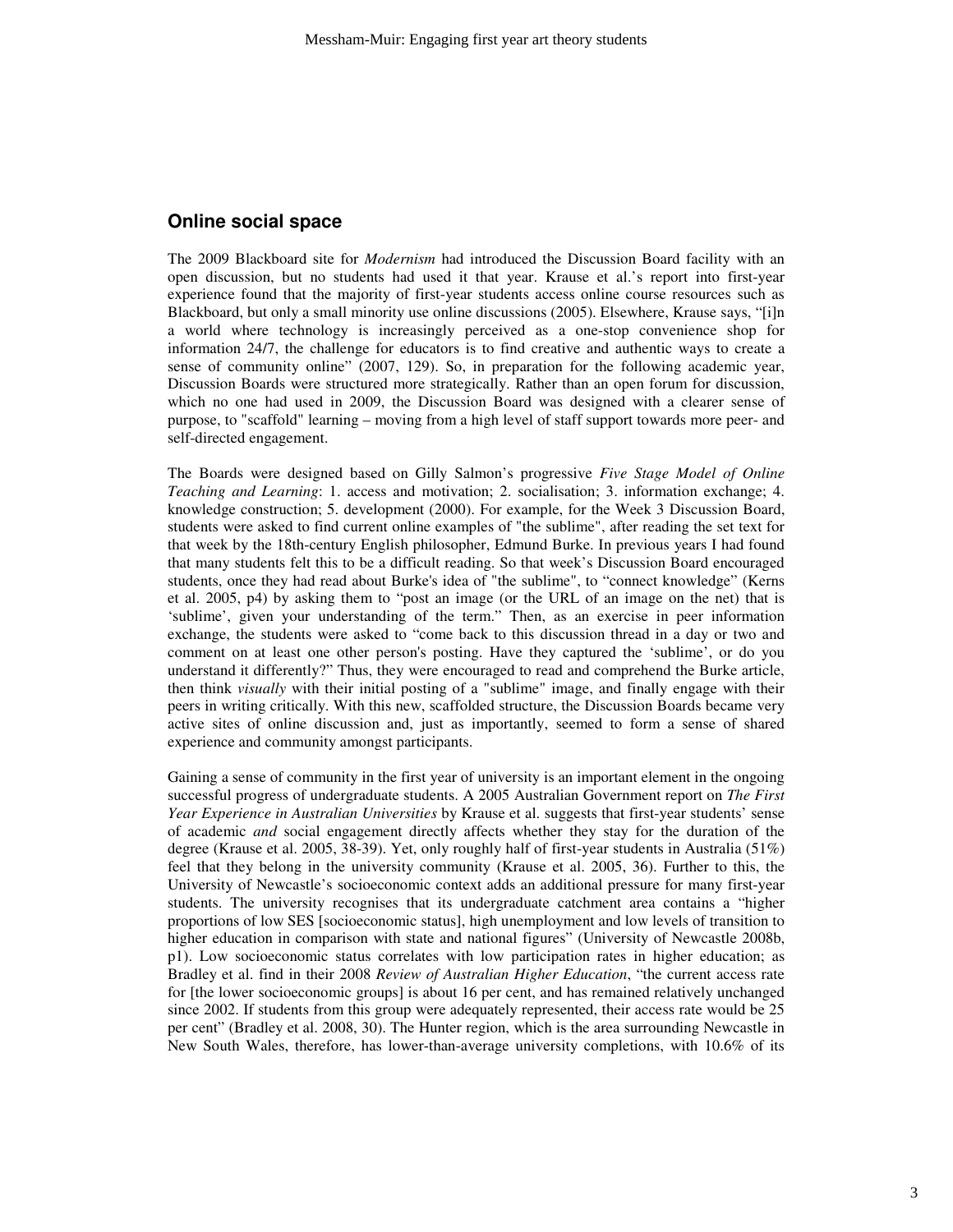## Online social space

The 2009 Blackboard site for *Modernism* had introduced the Discussion Board facility with an open discussion, but no students had used it that year. Krause et al.'s report into first-year experience found that the majority of first-year students access online course resources such as Blackboard, but only a small minority use online discussions (2005). Elsewhere, Krause says, "[i]n a world where technology is increasingly perceived as a one-stop convenience shop for information 24/7, the challenge for educators is to find creative and authentic ways to create a sense of community online" (2007, 129). So, in preparation for the following academic year, Discussion Boards were structured more strategically. Rather than an open forum for discussion, which no one had used in 2009, the Discussion Board was designed with a clearer sense of purpose, to "scaffold" learning – moving from a high level of staff support towards more peer- and self-directed engagement.

The Boards were designed based on Gilly Salmon's progressive *Five Stage Model of Online Teaching and Learning*: 1. access and motivation; 2. socialisation; 3. information exchange; 4. knowledge construction; 5. development (2000). For example, for the Week 3 Discussion Board, students were asked to find current online examples of "the sublime", after reading the set text for that week by the 18th-century English philosopher, Edmund Burke. In previous years I had found that many students felt this to be a difficult reading. So that week's Discussion Board encouraged students, once they had read about Burke's idea of "the sublime", to "connect knowledge" (Kerns et al. 2005, p4) by asking them to "post an image (or the URL of an image on the net) that is 'sublime', given your understanding of the term." Then, as an exercise in peer information exchange, the students were asked to "come back to this discussion thread in a day or two and comment on at least one other person's posting. Have they captured the 'sublime', or do you understand it differently?" Thus, they were encouraged to read and comprehend the Burke article, then think *visually* with their initial posting of a "sublime" image, and finally engage with their peers in writing critically. With this new, scaffolded structure, the Discussion Boards became very active sites of online discussion and, just as importantly, seemed to form a sense of shared experience and community amongst participants.

Gaining a sense of community in the first year of university is an important element in the ongoing successful progress of undergraduate students. A 2005 Australian Government report on *The First Year Experience in Australian Universities* by Krause et al. suggests that first-year students' sense of academic *and* social engagement directly affects whether they stay for the duration of the degree (Krause et al. 2005, 38-39). Yet, only roughly half of first-year students in Australia (51%) feel that they belong in the university community (Krause et al. 2005, 36). Further to this, the University of Newcastle's socioeconomic context adds an additional pressure for many first-year students. The university recognises that its undergraduate catchment area contains a "higher proportions of low SES [socioeconomic status], high unemployment and low levels of transition to higher education in comparison with state and national figures" (University of Newcastle 2008b, p1). Low socioeconomic status correlates with low participation rates in higher education; as Bradley et al. find in their 2008 *Review of Australian Higher Education*, "the current access rate for [the lower socioeconomic groups] is about 16 per cent, and has remained relatively unchanged since 2002. If students from this group were adequately represented, their access rate would be 25 per cent" (Bradley et al. 2008, 30). The Hunter region, which is the area surrounding Newcastle in New South Wales, therefore, has lower-than-average university completions, with 10.6% of its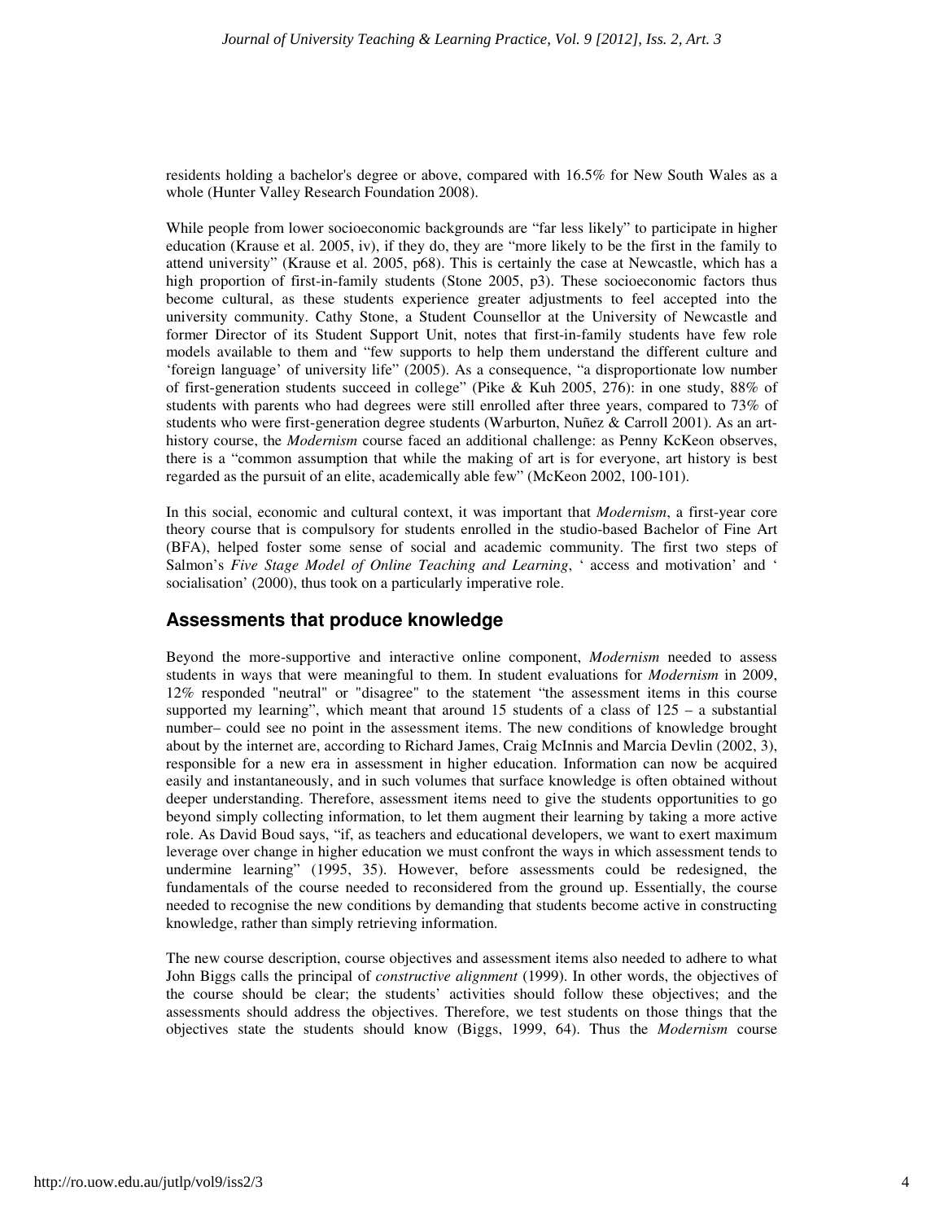residents holding a bachelor's degree or above, compared with 16.5% for New South Wales as a whole (Hunter Valley Research Foundation 2008).

While people from lower socioeconomic backgrounds are "far less likely" to participate in higher education (Krause et al. 2005, iv), if they do, they are "more likely to be the first in the family to attend university" (Krause et al. 2005, p68). This is certainly the case at Newcastle, which has a high proportion of first-in-family students (Stone 2005, p3). These socioeconomic factors thus become cultural, as these students experience greater adjustments to feel accepted into the university community. Cathy Stone, a Student Counsellor at the University of Newcastle and former Director of its Student Support Unit, notes that first-in-family students have few role models available to them and "few supports to help them understand the different culture and 'foreign language' of university life" (2005). As a consequence, "a disproportionate low number of first-generation students succeed in college" (Pike & Kuh 2005, 276): in one study, 88% of students with parents who had degrees were still enrolled after three years, compared to 73% of students who were first-generation degree students (Warburton, Nuñez & Carroll 2001). As an art-history course, the *Modernism* course faced an additional challenge: as Penny KcKeon observes, there is a "common assumption that while the making of art is for everyone, art history is best regarded as the pursuit of an elite, academically able few" (McKeon 2002, 100-101).

In this social, economic and cultural context, it was important that *Modernism*, a first-year core theory course that is compulsory for students enrolled in the studio-based Bachelor of Fine Art (BFA), helped foster some sense of social and academic community. The first two steps of Salmon's *Five Stage Model of Online Teaching and Learning*, ' access and motivation' and ' socialisation' (2000), thus took on a particularly imperative role.

## Assessments that produce knowledge

Beyond the more-supportive and interactive online component, *Modernism* needed to assess students in ways that were meaningful to them. In student evaluations for *Modernism* in 2009, 12% responded "neutral" or "disagree" to the statement "the assessment items in this course supported my learning", which meant that around 15 students of a class of 125 – a substantial number– could see no point in the assessment items. The new conditions of knowledge brought about by the internet are, according to Richard James, Craig McInnis and Marcia Devlin (2002, 3), responsible for a new era in assessment in higher education. Information can now be acquired easily and instantaneously, and in such volumes that surface knowledge is often obtained without deeper understanding. Therefore, assessment items need to give the students opportunities to go beyond simply collecting information, to let them augment their learning by taking a more active role. As David Boud says, "if, as teachers and educational developers, we want to exert maximum leverage over change in higher education we must confront the ways in which assessment tends to undermine learning" (1995, 35). However, before assessments could be redesigned, the fundamentals of the course needed to reconsidered from the ground up. Essentially, the course needed to recognise the new conditions by demanding that students become active in constructing knowledge, rather than simply retrieving information.

The new course description, course objectives and assessment items also needed to adhere to what John Biggs calls the principal of *constructive alignment* (1999). In other words, the objectives of the course should be clear; the students' activities should follow these objectives; and the assessments should address the objectives. Therefore, we test students on those things that the objectives state the students should know (Biggs, 1999, 64). Thus the *Modernism* course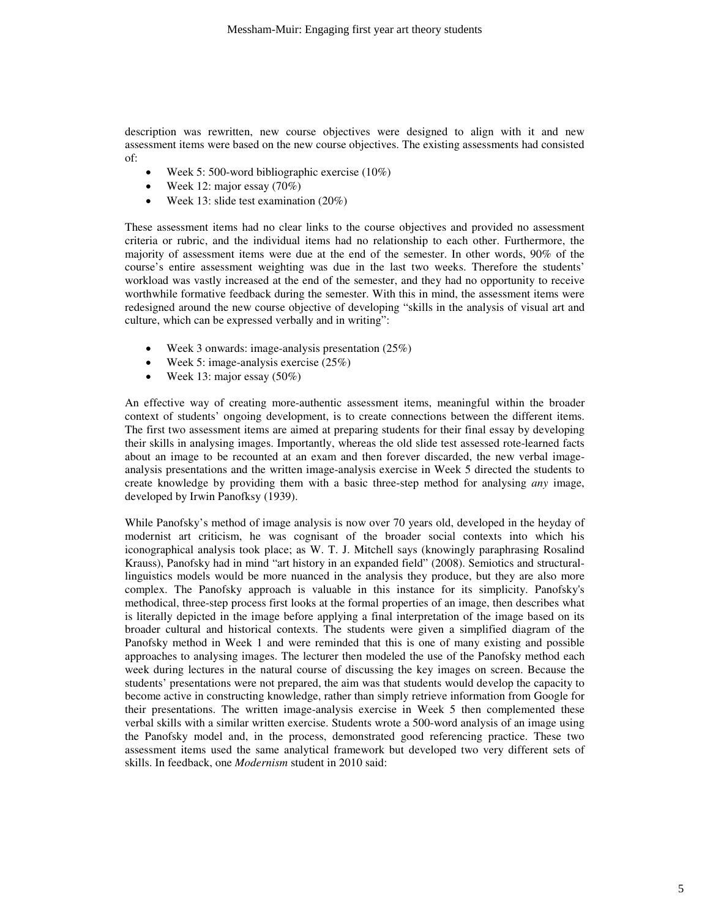description was rewritten, new course objectives were designed to align with it and new assessment items were based on the new course objectives. The existing assessments had consisted of:

- Week 5: 500-word bibliographic exercise (10%)
- Week 12: major essay (70%)
- Week 13: slide test examination (20%)

These assessment items had no clear links to the course objectives and provided no assessment criteria or rubric, and the individual items had no relationship to each other. Furthermore, the majority of assessment items were due at the end of the semester. In other words, 90% of the course's entire assessment weighting was due in the last two weeks. Therefore the students' workload was vastly increased at the end of the semester, and they had no opportunity to receive worthwhile formative feedback during the semester. With this in mind, the assessment items were redesigned around the new course objective of developing "skills in the analysis of visual art and culture, which can be expressed verbally and in writing":

- Week 3 onwards: image-analysis presentation (25%)
- Week 5: image-analysis exercise (25%)
- Week 13: major essay (50%)

An effective way of creating more-authentic assessment items, meaningful within the broader context of students' ongoing development, is to create connections between the different items. The first two assessment items are aimed at preparing students for their final essay by developing their skills in analysing images. Importantly, whereas the old slide test assessed rote-learned facts about an image to be recounted at an exam and then forever discarded, the new verbal image-analysis presentations and the written image-analysis exercise in Week 5 directed the students to create knowledge by providing them with a basic three-step method for analysing *any* image, developed by Irwin Panofksy (1939).

While Panofsky's method of image analysis is now over 70 years old, developed in the heyday of modernist art criticism, he was cognisant of the broader social contexts into which his iconographical analysis took place; as W. T. J. Mitchell says (knowingly paraphrasing Rosalind Krauss), Panofsky had in mind "art history in an expanded field" (2008). Semiotics and structural-linguistics models would be more nuanced in the analysis they produce, but they are also more complex. The Panofsky approach is valuable in this instance for its simplicity. Panofsky's methodical, three-step process first looks at the formal properties of an image, then describes what is literally depicted in the image before applying a final interpretation of the image based on its broader cultural and historical contexts. The students were given a simplified diagram of the Panofsky method in Week 1 and were reminded that this is one of many existing and possible approaches to analysing images. The lecturer then modeled the use of the Panofsky method each week during lectures in the natural course of discussing the key images on screen. Because the students' presentations were not prepared, the aim was that students would develop the capacity to become active in constructing knowledge, rather than simply retrieve information from Google for their presentations. The written image-analysis exercise in Week 5 then complemented these verbal skills with a similar written exercise. Students wrote a 500-word analysis of an image using the Panofsky model and, in the process, demonstrated good referencing practice. These two assessment items used the same analytical framework but developed two very different sets of skills. In feedback, one *Modernism* student in 2010 said: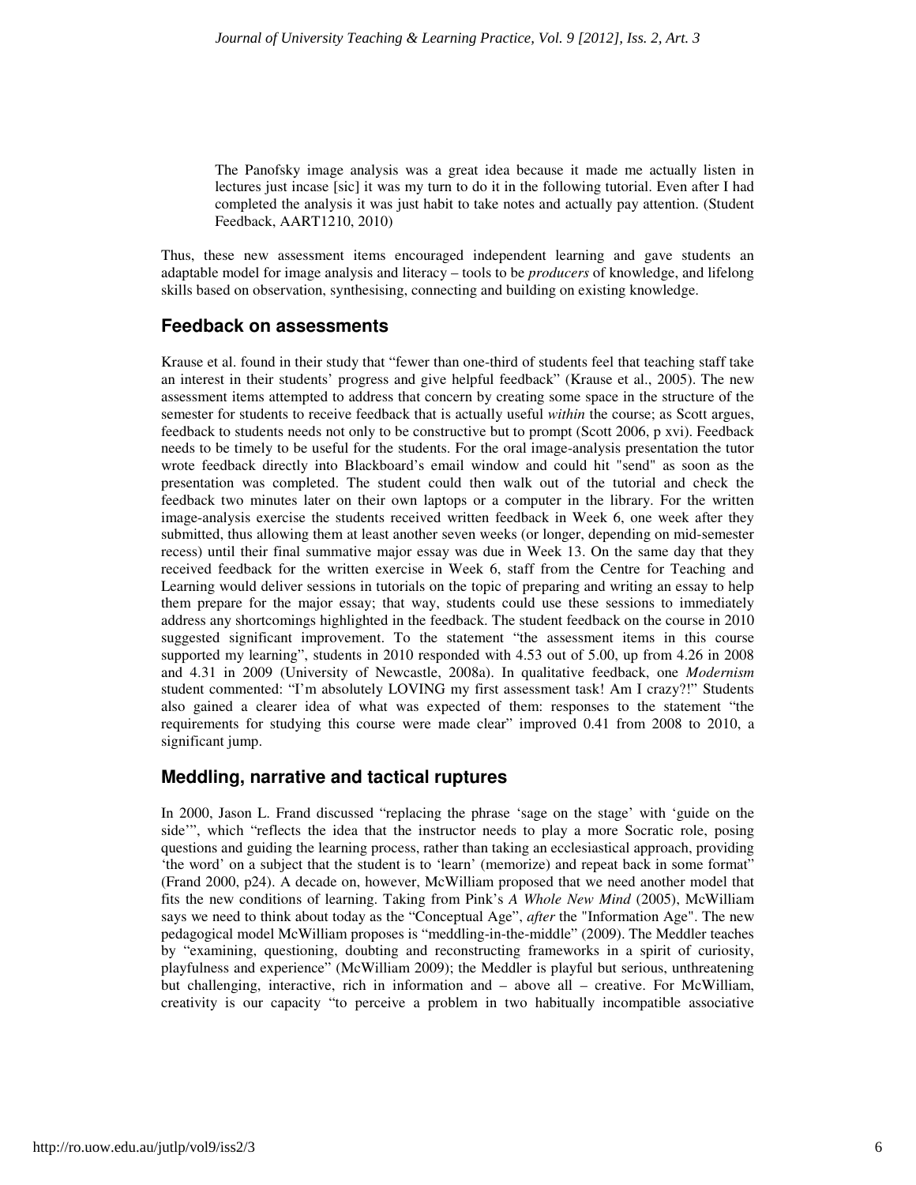> The Panofsky image analysis was a great idea because it made me actually listen in lectures just incase [sic] it was my turn to do it in the following tutorial. Even after I had completed the analysis it was just habit to take notes and actually pay attention. (Student Feedback, AART1210, 2010)

Thus, these new assessment items encouraged independent learning and gave students an adaptable model for image analysis and literacy – tools to be *producers* of knowledge, and lifelong skills based on observation, synthesising, connecting and building on existing knowledge.

## Feedback on assessments

Krause et al. found in their study that "fewer than one-third of students feel that teaching staff take an interest in their students' progress and give helpful feedback" (Krause et al., 2005). The new assessment items attempted to address that concern by creating some space in the structure of the semester for students to receive feedback that is actually useful *within* the course; as Scott argues, feedback to students needs not only to be constructive but to prompt (Scott 2006, p xvi). Feedback needs to be timely to be useful for the students. For the oral image-analysis presentation the tutor wrote feedback directly into Blackboard's email window and could hit "send" as soon as the presentation was completed. The student could then walk out of the tutorial and check the feedback two minutes later on their own laptops or a computer in the library. For the written image-analysis exercise the students received written feedback in Week 6, one week after they submitted, thus allowing them at least another seven weeks (or longer, depending on mid-semester recess) until their final summative major essay was due in Week 13. On the same day that they received feedback for the written exercise in Week 6, staff from the Centre for Teaching and Learning would deliver sessions in tutorials on the topic of preparing and writing an essay to help them prepare for the major essay; that way, students could use these sessions to immediately address any shortcomings highlighted in the feedback. The student feedback on the course in 2010 suggested significant improvement. To the statement "the assessment items in this course supported my learning", students in 2010 responded with 4.53 out of 5.00, up from 4.26 in 2008 and 4.31 in 2009 (University of Newcastle, 2008a). In qualitative feedback, one *Modernism* student commented: "I'm absolutely LOVING my first assessment task! Am I crazy?!" Students also gained a clearer idea of what was expected of them: responses to the statement "the requirements for studying this course were made clear" improved 0.41 from 2008 to 2010, a significant jump.

## Meddling, narrative and tactical ruptures

In 2000, Jason L. Frand discussed "replacing the phrase 'sage on the stage' with 'guide on the side'", which "reflects the idea that the instructor needs to play a more Socratic role, posing questions and guiding the learning process, rather than taking an ecclesiastical approach, providing 'the word' on a subject that the student is to 'learn' (memorize) and repeat back in some format" (Frand 2000, p24). A decade on, however, McWilliam proposed that we need another model that fits the new conditions of learning. Taking from Pink's *A Whole New Mind* (2005), McWilliam says we need to think about today as the "Conceptual Age", *after* the "Information Age". The new pedagogical model McWilliam proposes is "meddling-in-the-middle" (2009). The Meddler teaches by "examining, questioning, doubting and reconstructing frameworks in a spirit of curiosity, playfulness and experience" (McWilliam 2009); the Meddler is playful but serious, unthreatening but challenging, interactive, rich in information and – above all – creative. For McWilliam, creativity is our capacity "to perceive a problem in two habitually incompatible associative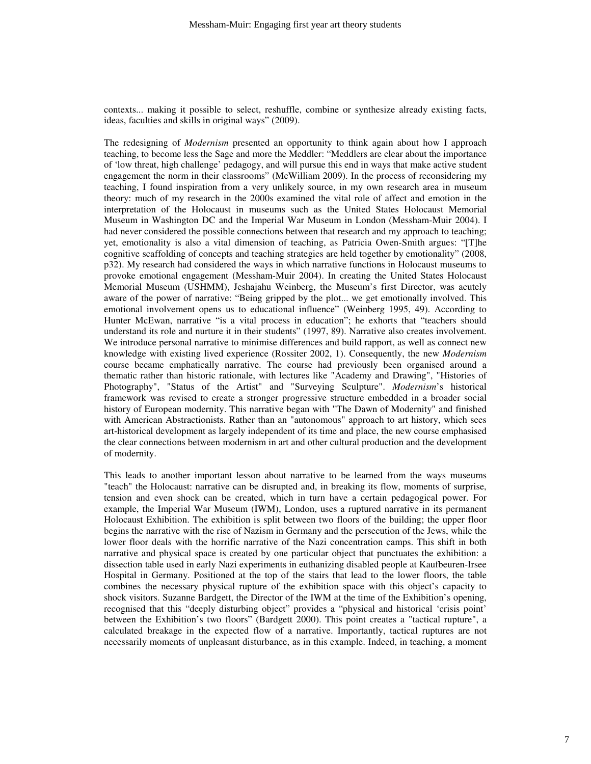contexts... making it possible to select, reshuffle, combine or synthesize already existing facts, ideas, faculties and skills in original ways" (2009).

The redesigning of *Modernism* presented an opportunity to think again about how I approach teaching, to become less the Sage and more the Meddler: "Meddlers are clear about the importance of 'low threat, high challenge' pedagogy, and will pursue this end in ways that make active student engagement the norm in their classrooms" (McWilliam 2009). In the process of reconsidering my teaching, I found inspiration from a very unlikely source, in my own research area in museum theory: much of my research in the 2000s examined the vital role of affect and emotion in the interpretation of the Holocaust in museums such as the United States Holocaust Memorial Museum in Washington DC and the Imperial War Museum in London (Messham-Muir 2004). I had never considered the possible connections between that research and my approach to teaching; yet, emotionality is also a vital dimension of teaching, as Patricia Owen-Smith argues: "[T]he cognitive scaffolding of concepts and teaching strategies are held together by emotionality" (2008, p32). My research had considered the ways in which narrative functions in Holocaust museums to provoke emotional engagement (Messham-Muir 2004). In creating the United States Holocaust Memorial Museum (USHMM), Jeshajahu Weinberg, the Museum's first Director, was acutely aware of the power of narrative: "Being gripped by the plot... we get emotionally involved. This emotional involvement opens us to educational influence" (Weinberg 1995, 49). According to Hunter McEwan, narrative "is a vital process in education"; he exhorts that "teachers should understand its role and nurture it in their students" (1997, 89). Narrative also creates involvement. We introduce personal narrative to minimise differences and build rapport, as well as connect new knowledge with existing lived experience (Rossiter 2002, 1). Consequently, the new *Modernism* course became emphatically narrative. The course had previously been organised around a thematic rather than historic rationale, with lectures like "Academy and Drawing", "Histories of Photography", "Status of the Artist" and "Surveying Sculpture". *Modernism*'s historical framework was revised to create a stronger progressive structure embedded in a broader social history of European modernity. This narrative began with "The Dawn of Modernity" and finished with American Abstractionists. Rather than an "autonomous" approach to art history, which sees art-historical development as largely independent of its time and place, the new course emphasised the clear connections between modernism in art and other cultural production and the development of modernity.

This leads to another important lesson about narrative to be learned from the ways museums "teach" the Holocaust: narrative can be disrupted and, in breaking its flow, moments of surprise, tension and even shock can be created, which in turn have a certain pedagogical power. For example, the Imperial War Museum (IWM), London, uses a ruptured narrative in its permanent Holocaust Exhibition. The exhibition is split between two floors of the building; the upper floor begins the narrative with the rise of Nazism in Germany and the persecution of the Jews, while the lower floor deals with the horrific narrative of the Nazi concentration camps. This shift in both narrative and physical space is created by one particular object that punctuates the exhibition: a dissection table used in early Nazi experiments in euthanizing disabled people at Kaufbeuren-Irsee Hospital in Germany. Positioned at the top of the stairs that lead to the lower floors, the table combines the necessary physical rupture of the exhibition space with this object's capacity to shock visitors. Suzanne Bardgett, the Director of the IWM at the time of the Exhibition's opening, recognised that this "deeply disturbing object" provides a "physical and historical 'crisis point' between the Exhibition's two floors" (Bardgett 2000). This point creates a "tactical rupture", a calculated breakage in the expected flow of a narrative. Importantly, tactical ruptures are not necessarily moments of unpleasant disturbance, as in this example. Indeed, in teaching, a moment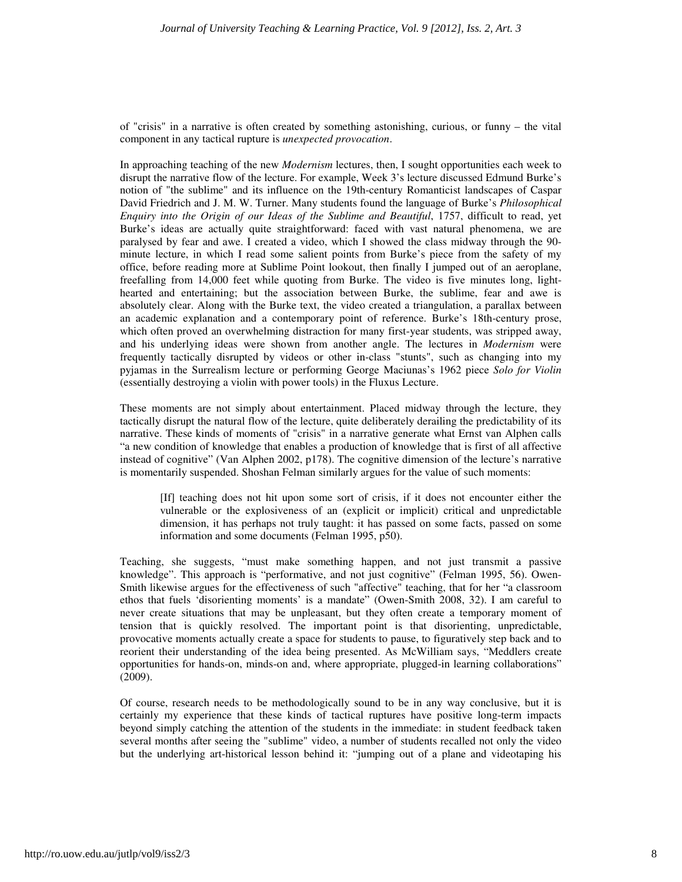of "crisis" in a narrative is often created by something astonishing, curious, or funny – the vital component in any tactical rupture is *unexpected provocation*.

In approaching teaching of the new *Modernism* lectures, then, I sought opportunities each week to disrupt the narrative flow of the lecture. For example, Week 3's lecture discussed Edmund Burke's notion of "the sublime" and its influence on the 19th-century Romanticist landscapes of Caspar David Friedrich and J. M. W. Turner. Many students found the language of Burke's *Philosophical Enquiry into the Origin of our Ideas of the Sublime and Beautiful*, 1757, difficult to read, yet Burke's ideas are actually quite straightforward: faced with vast natural phenomena, we are paralysed by fear and awe. I created a video, which I showed the class midway through the 90-minute lecture, in which I read some salient points from Burke's piece from the safety of my office, before reading more at Sublime Point lookout, then finally I jumped out of an aeroplane, freefalling from 14,000 feet while quoting from Burke. The video is five minutes long, light-hearted and entertaining; but the association between Burke, the sublime, fear and awe is absolutely clear. Along with the Burke text, the video created a triangulation, a parallax between an academic explanation and a contemporary point of reference. Burke's 18th-century prose, which often proved an overwhelming distraction for many first-year students, was stripped away, and his underlying ideas were shown from another angle. The lectures in *Modernism* were frequently tactically disrupted by videos or other in-class "stunts", such as changing into my pyjamas in the Surrealism lecture or performing George Maciunas's 1962 piece *Solo for Violin* (essentially destroying a violin with power tools) in the Fluxus Lecture.

These moments are not simply about entertainment. Placed midway through the lecture, they tactically disrupt the natural flow of the lecture, quite deliberately derailing the predictability of its narrative. These kinds of moments of "crisis" in a narrative generate what Ernst van Alphen calls "a new condition of knowledge that enables a production of knowledge that is first of all affective instead of cognitive" (Van Alphen 2002, p178). The cognitive dimension of the lecture's narrative is momentarily suspended. Shoshan Felman similarly argues for the value of such moments:

> [If] teaching does not hit upon some sort of crisis, if it does not encounter either the vulnerable or the explosiveness of an (explicit or implicit) critical and unpredictable dimension, it has perhaps not truly taught: it has passed on some facts, passed on some information and some documents (Felman 1995, p50).

Teaching, she suggests, "must make something happen, and not just transmit a passive knowledge". This approach is "performative, and not just cognitive" (Felman 1995, 56). Owen-Smith likewise argues for the effectiveness of such "affective" teaching, that for her "a classroom ethos that fuels 'disorienting moments' is a mandate" (Owen-Smith 2008, 32). I am careful to never create situations that may be unpleasant, but they often create a temporary moment of tension that is quickly resolved. The important point is that disorienting, unpredictable, provocative moments actually create a space for students to pause, to figuratively step back and to reorient their understanding of the idea being presented. As McWilliam says, "Meddlers create opportunities for hands-on, minds-on and, where appropriate, plugged-in learning collaborations" (2009).

Of course, research needs to be methodologically sound to be in any way conclusive, but it is certainly my experience that these kinds of tactical ruptures have positive long-term impacts beyond simply catching the attention of the students in the immediate: in student feedback taken several months after seeing the "sublime" video, a number of students recalled not only the video but the underlying art-historical lesson behind it: "jumping out of a plane and videotaping his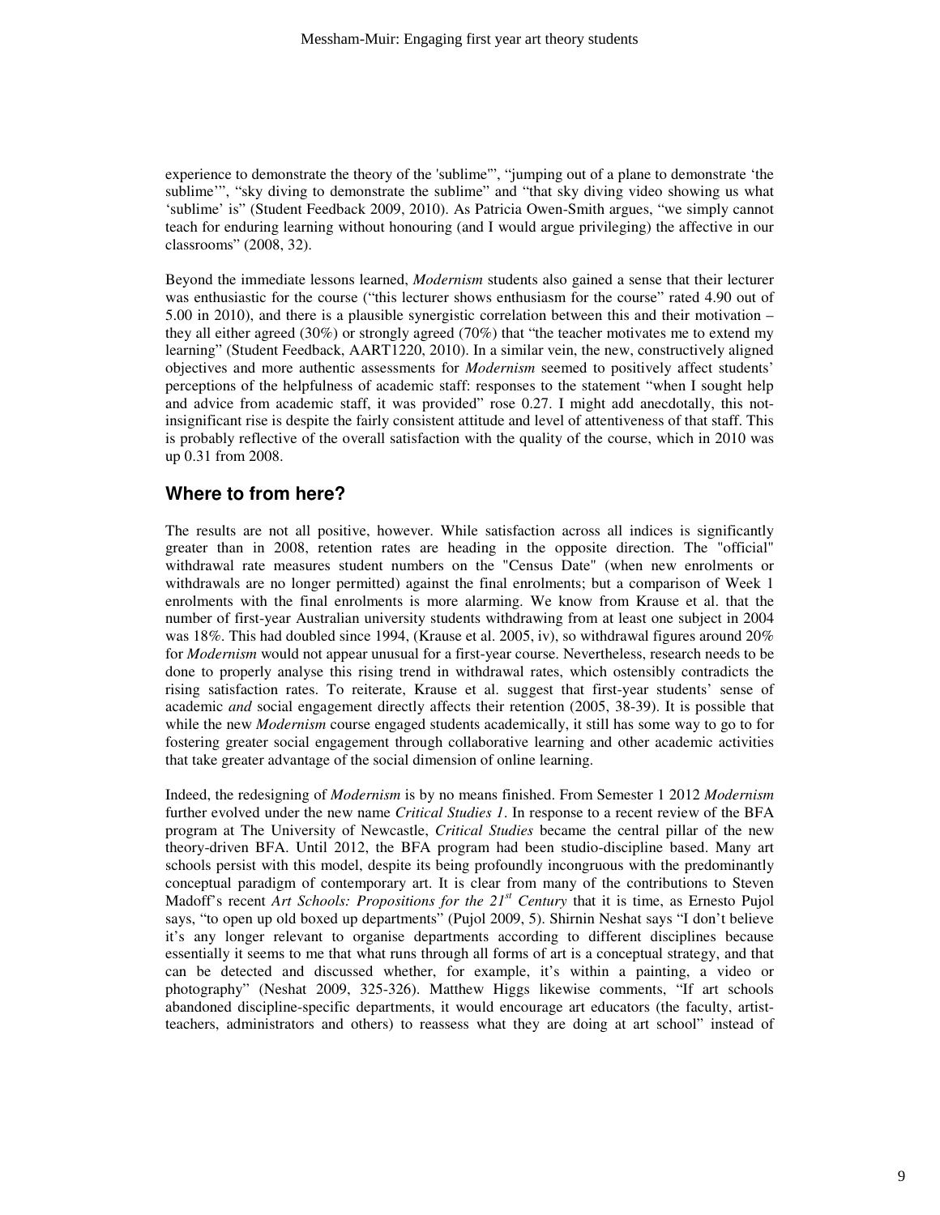experience to demonstrate the theory of the 'sublime'", "jumping out of a plane to demonstrate 'the sublime'", "sky diving to demonstrate the sublime" and "that sky diving video showing us what 'sublime' is" (Student Feedback 2009, 2010). As Patricia Owen-Smith argues, "we simply cannot teach for enduring learning without honouring (and I would argue privileging) the affective in our classrooms" (2008, 32).

Beyond the immediate lessons learned, *Modernism* students also gained a sense that their lecturer was enthusiastic for the course ("this lecturer shows enthusiasm for the course" rated 4.90 out of 5.00 in 2010), and there is a plausible synergistic correlation between this and their motivation – they all either agreed (30%) or strongly agreed (70%) that "the teacher motivates me to extend my learning" (Student Feedback, AART1220, 2010). In a similar vein, the new, constructively aligned objectives and more authentic assessments for *Modernism* seemed to positively affect students' perceptions of the helpfulness of academic staff: responses to the statement "when I sought help and advice from academic staff, it was provided" rose 0.27. I might add anecdotally, this not-insignificant rise is despite the fairly consistent attitude and level of attentiveness of that staff. This is probably reflective of the overall satisfaction with the quality of the course, which in 2010 was up 0.31 from 2008.

## Where to from here?

The results are not all positive, however. While satisfaction across all indices is significantly greater than in 2008, retention rates are heading in the opposite direction. The "official" withdrawal rate measures student numbers on the "Census Date" (when new enrolments or withdrawals are no longer permitted) against the final enrolments; but a comparison of Week 1 enrolments with the final enrolments is more alarming. We know from Krause et al. that the number of first-year Australian university students withdrawing from at least one subject in 2004 was 18%. This had doubled since 1994, (Krause et al. 2005, iv), so withdrawal figures around 20% for *Modernism* would not appear unusual for a first-year course. Nevertheless, research needs to be done to properly analyse this rising trend in withdrawal rates, which ostensibly contradicts the rising satisfaction rates. To reiterate, Krause et al. suggest that first-year students' sense of academic *and* social engagement directly affects their retention (2005, 38-39). It is possible that while the new *Modernism* course engaged students academically, it still has some way to go to for fostering greater social engagement through collaborative learning and other academic activities that take greater advantage of the social dimension of online learning.

Indeed, the redesigning of *Modernism* is by no means finished. From Semester 1 2012 *Modernism* further evolved under the new name *Critical Studies 1*. In response to a recent review of the BFA program at The University of Newcastle, *Critical Studies* became the central pillar of the new theory-driven BFA. Until 2012, the BFA program had been studio-discipline based. Many art schools persist with this model, despite its being profoundly incongruous with the predominantly conceptual paradigm of contemporary art. It is clear from many of the contributions to Steven Madoff's recent *Art Schools: Propositions for the 21st Century* that it is time, as Ernesto Pujol says, "to open up old boxed up departments" (Pujol 2009, 5). Shirnin Neshat says "I don't believe it's any longer relevant to organise departments according to different disciplines because essentially it seems to me that what runs through all forms of art is a conceptual strategy, and that can be detected and discussed whether, for example, it's within a painting, a video or photography" (Neshat 2009, 325-326). Matthew Higgs likewise comments, "If art schools abandoned discipline-specific departments, it would encourage art educators (the faculty, artist-teachers, administrators and others) to reassess what they are doing at art school" instead of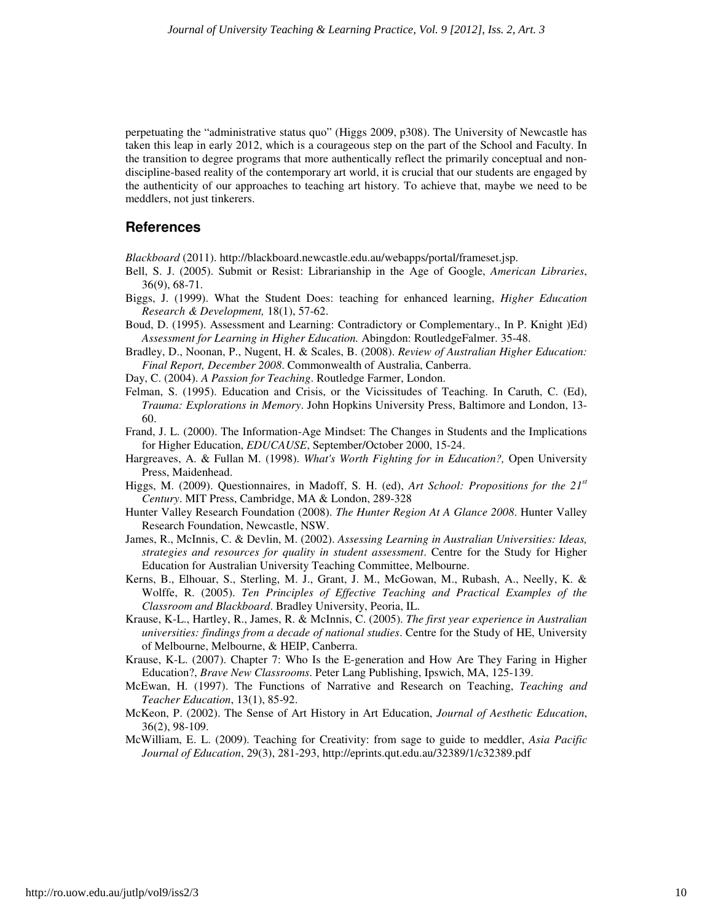perpetuating the "administrative status quo" (Higgs 2009, p308). The University of Newcastle has taken this leap in early 2012, which is a courageous step on the part of the School and Faculty. In the transition to degree programs that more authentically reflect the primarily conceptual and non-discipline-based reality of the contemporary art world, it is crucial that our students are engaged by the authenticity of our approaches to teaching art history. To achieve that, maybe we need to be meddlers, not just tinkerers.

## References

*Blackboard* (2011). http://blackboard.newcastle.edu.au/webapps/portal/frameset.jsp.

Bell, S. J. (2005). Submit or Resist: Librarianship in the Age of Google, *American Libraries*, 36(9), 68-71.

Biggs, J. (1999). What the Student Does: teaching for enhanced learning, *Higher Education Research & Development,* 18(1), 57-62.

Boud, D. (1995). Assessment and Learning: Contradictory or Complementary., In P. Knight )Ed) *Assessment for Learning in Higher Education.* Abingdon: RoutledgeFalmer. 35-48.

Bradley, D., Noonan, P., Nugent, H. & Scales, B. (2008). *Review of Australian Higher Education: Final Report, December 2008*. Commonwealth of Australia, Canberra.

Day, C. (2004). *A Passion for Teaching*. Routledge Farmer, London.

Felman, S. (1995). Education and Crisis, or the Vicissitudes of Teaching. In Caruth, C. (Ed), *Trauma: Explorations in Memory*. John Hopkins University Press, Baltimore and London, 13-60.

Frand, J. L. (2000). The Information-Age Mindset: The Changes in Students and the Implications for Higher Education, *EDUCAUSE*, September/October 2000, 15-24.

Hargreaves, A. & Fullan M. (1998). *What's Worth Fighting for in Education?,* Open University Press, Maidenhead.

Higgs, M. (2009). Questionnaires, in Madoff, S. H. (ed), *Art School: Propositions for the 21st Century*. MIT Press, Cambridge, MA & London, 289-328

Hunter Valley Research Foundation (2008). *The Hunter Region At A Glance 2008*. Hunter Valley Research Foundation, Newcastle, NSW.

James, R., McInnis, C. & Devlin, M. (2002). *Assessing Learning in Australian Universities: Ideas, strategies and resources for quality in student assessment*. Centre for the Study for Higher Education for Australian University Teaching Committee, Melbourne.

Kerns, B., Elhouar, S., Sterling, M. J., Grant, J. M., McGowan, M., Rubash, A., Neelly, K. & Wolffe, R. (2005). *Ten Principles of Effective Teaching and Practical Examples of the Classroom and Blackboard*. Bradley University, Peoria, IL.

Krause, K-L., Hartley, R., James, R. & McInnis, C. (2005). *The first year experience in Australian universities: findings from a decade of national studies*. Centre for the Study of HE, University of Melbourne, Melbourne, & HEIP, Canberra.

Krause, K-L. (2007). Chapter 7: Who Is the E-generation and How Are They Faring in Higher Education?, *Brave New Classrooms*. Peter Lang Publishing, Ipswich, MA, 125-139.

McEwan, H. (1997). The Functions of Narrative and Research on Teaching, *Teaching and Teacher Education*, 13(1), 85-92.

McKeon, P. (2002). The Sense of Art History in Art Education, *Journal of Aesthetic Education*, 36(2), 98-109.

McWilliam, E. L. (2009). Teaching for Creativity: from sage to guide to meddler, *Asia Pacific Journal of Education*, 29(3), 281-293, http://eprints.qut.edu.au/32389/1/c32389.pdf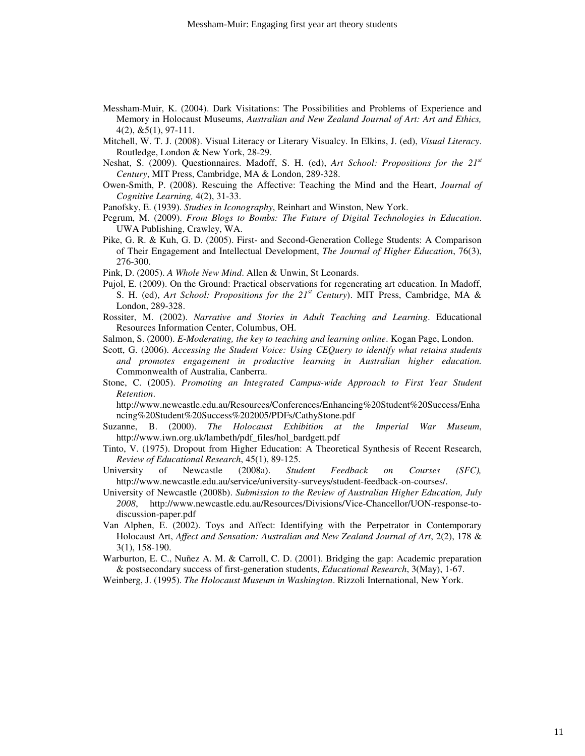Messham-Muir, K. (2004). Dark Visitations: The Possibilities and Problems of Experience and Memory in Holocaust Museums, *Australian and New Zealand Journal of Art: Art and Ethics,* 4(2), &5(1), 97-111.

Mitchell, W. T. J. (2008). Visual Literacy or Literary Visualcy. In Elkins, J. (ed), *Visual Literacy*. Routledge, London & New York, 28-29.

Neshat, S. (2009). Questionnaires. Madoff, S. H. (ed), *Art School: Propositions for the 21st Century*, MIT Press, Cambridge, MA & London, 289-328.

Owen-Smith, P. (2008). Rescuing the Affective: Teaching the Mind and the Heart, *Journal of Cognitive Learning,* 4(2), 31-33.

Panofsky, E. (1939). *Studies in Iconography*, Reinhart and Winston, New York.

Pegrum, M. (2009). *From Blogs to Bombs: The Future of Digital Technologies in Education*. UWA Publishing, Crawley, WA.

Pike, G. R. & Kuh, G. D. (2005). First- and Second-Generation College Students: A Comparison of Their Engagement and Intellectual Development, *The Journal of Higher Education*, 76(3), 276-300.

Pink, D. (2005). *A Whole New Mind*. Allen & Unwin, St Leonards.

Pujol, E. (2009). On the Ground: Practical observations for regenerating art education. In Madoff, S. H. (ed), *Art School: Propositions for the 21st Century*). MIT Press, Cambridge, MA & London, 289-328.

Rossiter, M. (2002). *Narrative and Stories in Adult Teaching and Learning*. Educational Resources Information Center, Columbus, OH.

Salmon, S. (2000). *E-Moderating, the key to teaching and learning online*. Kogan Page, London.

Scott, G. (2006). *Accessing the Student Voice: Using CEQuery to identify what retains students and promotes engagement in productive learning in Australian higher education.* Commonwealth of Australia, Canberra.

Stone, C. (2005). *Promoting an Integrated Campus-wide Approach to First Year Student Retention*. http://www.newcastle.edu.au/Resources/Conferences/Enhancing%20Student%20Success/Enhancing%20Student%20Success%202005/PDFs/CathyStone.pdf

Suzanne, B. (2000). *The Holocaust Exhibition at the Imperial War Museum*, http://www.iwn.org.uk/lambeth/pdf_files/hol_bardgett.pdf

Tinto, V. (1975). Dropout from Higher Education: A Theoretical Synthesis of Recent Research, *Review of Educational Research*, 45(1), 89-125.

University of Newcastle (2008a). *Student Feedback on Courses (SFC),* http://www.newcastle.edu.au/service/university-surveys/student-feedback-on-courses/.

University of Newcastle (2008b). *Submission to the Review of Australian Higher Education, July 2008*, http://www.newcastle.edu.au/Resources/Divisions/Vice-Chancellor/UON-response-to-discussion-paper.pdf

Van Alphen, E. (2002). Toys and Affect: Identifying with the Perpetrator in Contemporary Holocaust Art, *Affect and Sensation: Australian and New Zealand Journal of Art*, 2(2), 178 & 3(1), 158-190.

Warburton, E. C., Nuñez A. M. & Carroll, C. D. (2001). Bridging the gap: Academic preparation & postsecondary success of first-generation students, *Educational Research*, 3(May), 1-67.

Weinberg, J. (1995). *The Holocaust Museum in Washington*. Rizzoli International, New York.